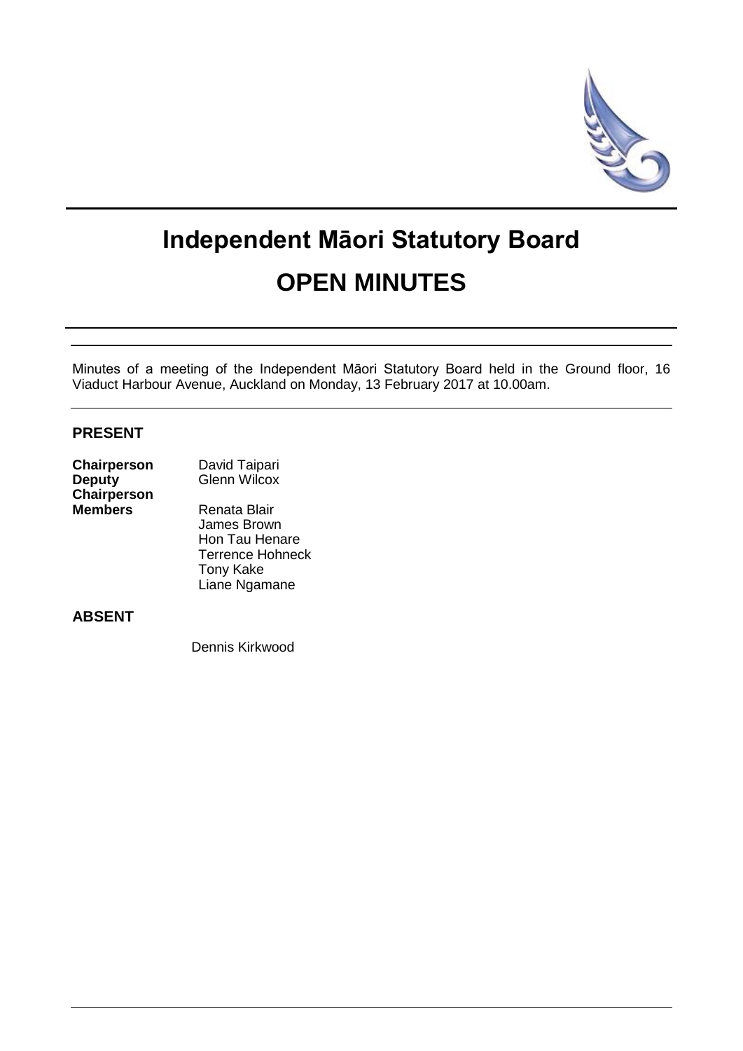# Independent Māori Statutory Board

# OPEN MINUTES

Minutes of a meeting of the Independent Māori Statutory Board held in the Ground floor, 16 Viaduct Harbour Avenue, Auckland on Monday, 13 February 2017 at 10.00am.

## PRESENT

| | |
|---|---|
| **Chairperson** | David Taipari |
| **Deputy Chairperson** | Glenn Wilcox |
| **Members** | Renata Blair |
| | James Brown |
| | Hon Tau Henare |
| | Terrence Hohneck |
| | Tony Kake |
| | Liane Ngamane |

## ABSENT

Dennis Kirkwood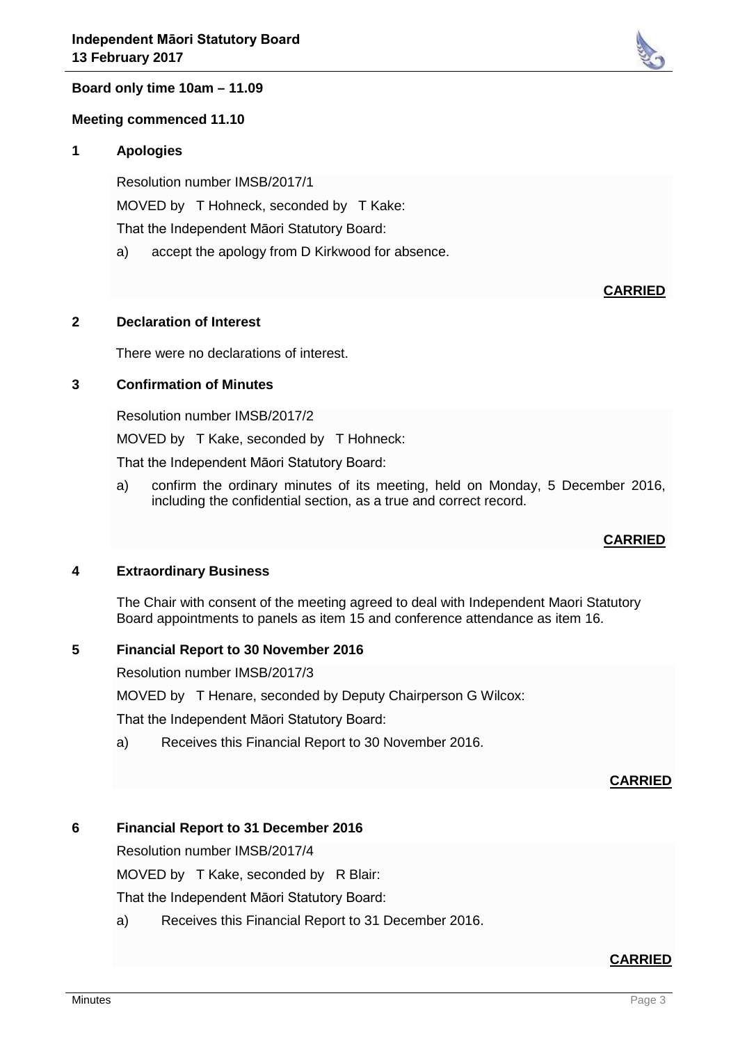**Board only time 10am – 11.09**

**Meeting commenced 11.10**

## 1 Apologies

Resolution number IMSB/2017/1

MOVED by T Hohneck, seconded by T Kake:

That the Independent Māori Statutory Board:

a) accept the apology from D Kirkwood for absence.

**CARRIED**

## 2 Declaration of Interest

There were no declarations of interest.

## 3 Confirmation of Minutes

Resolution number IMSB/2017/2

MOVED by T Kake, seconded by T Hohneck:

That the Independent Māori Statutory Board:

a) confirm the ordinary minutes of its meeting, held on Monday, 5 December 2016, including the confidential section, as a true and correct record.

**CARRIED**

## 4 Extraordinary Business

The Chair with consent of the meeting agreed to deal with Independent Maori Statutory Board appointments to panels as item 15 and conference attendance as item 16.

## 5 Financial Report to 30 November 2016

Resolution number IMSB/2017/3

MOVED by T Henare, seconded by Deputy Chairperson G Wilcox:

That the Independent Māori Statutory Board:

a) Receives this Financial Report to 30 November 2016.

**CARRIED**

## 6 Financial Report to 31 December 2016

Resolution number IMSB/2017/4

MOVED by T Kake, seconded by R Blair:

That the Independent Māori Statutory Board:

a) Receives this Financial Report to 31 December 2016.

**CARRIED**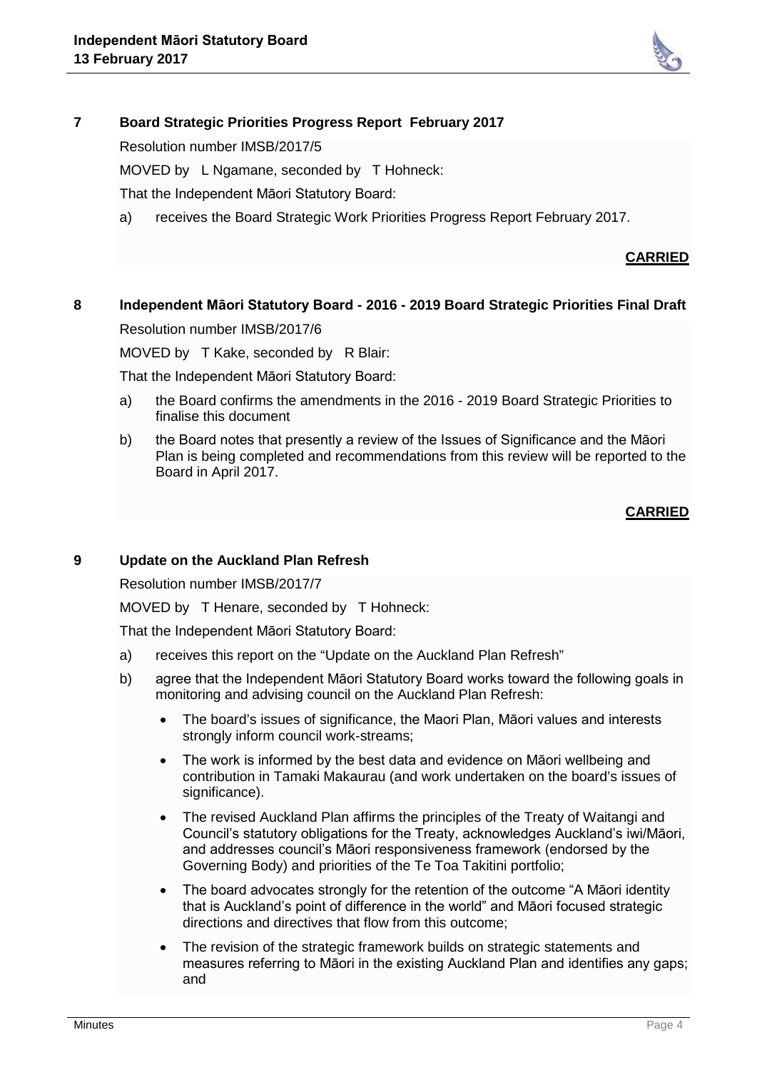## 7 Board Strategic Priorities Progress Report February 2017

Resolution number IMSB/2017/5

MOVED by L Ngamane, seconded by T Hohneck:

That the Independent Māori Statutory Board:

a) receives the Board Strategic Work Priorities Progress Report February 2017.

**CARRIED**

## 8 Independent Māori Statutory Board - 2016 - 2019 Board Strategic Priorities Final Draft

Resolution number IMSB/2017/6

MOVED by T Kake, seconded by R Blair:

That the Independent Māori Statutory Board:

a) the Board confirms the amendments in the 2016 - 2019 Board Strategic Priorities to finalise this document

b) the Board notes that presently a review of the Issues of Significance and the Māori Plan is being completed and recommendations from this review will be reported to the Board in April 2017.

**CARRIED**

## 9 Update on the Auckland Plan Refresh

Resolution number IMSB/2017/7

MOVED by T Henare, seconded by T Hohneck:

That the Independent Māori Statutory Board:

a) receives this report on the "Update on the Auckland Plan Refresh"

b) agree that the Independent Māori Statutory Board works toward the following goals in monitoring and advising council on the Auckland Plan Refresh:

- The board's issues of significance, the Maori Plan, Māori values and interests strongly inform council work-streams;
- The work is informed by the best data and evidence on Māori wellbeing and contribution in Tamaki Makaurau (and work undertaken on the board's issues of significance).
- The revised Auckland Plan affirms the principles of the Treaty of Waitangi and Council's statutory obligations for the Treaty, acknowledges Auckland's iwi/Māori, and addresses council's Māori responsiveness framework (endorsed by the Governing Body) and priorities of the Te Toa Takitini portfolio;
- The board advocates strongly for the retention of the outcome "A Māori identity that is Auckland's point of difference in the world" and Māori focused strategic directions and directives that flow from this outcome;
- The revision of the strategic framework builds on strategic statements and measures referring to Māori in the existing Auckland Plan and identifies any gaps; and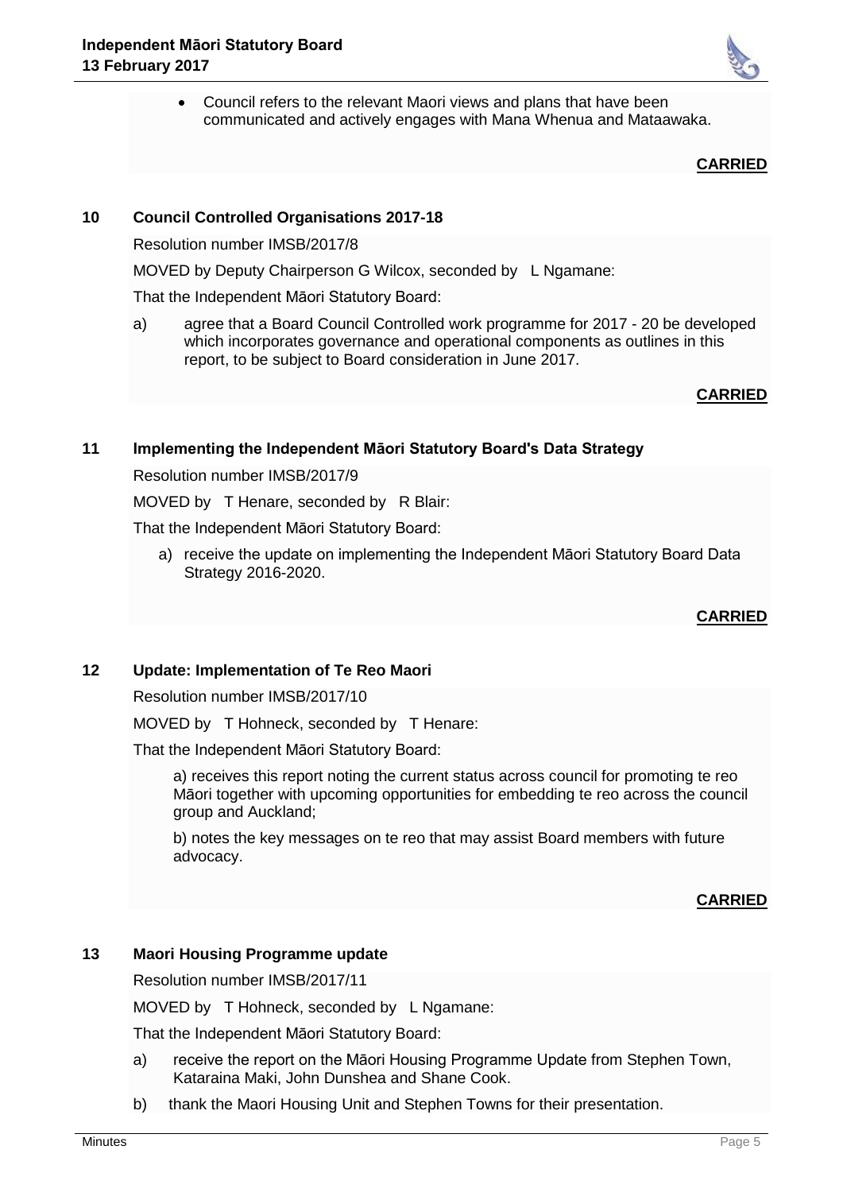- Council refers to the relevant Maori views and plans that have been communicated and actively engages with Mana Whenua and Mataawaka.

**CARRIED**

## 10 Council Controlled Organisations 2017-18

Resolution number IMSB/2017/8

MOVED by Deputy Chairperson G Wilcox, seconded by L Ngamane:

That the Independent Māori Statutory Board:

a) agree that a Board Council Controlled work programme for 2017 - 20 be developed which incorporates governance and operational components as outlines in this report, to be subject to Board consideration in June 2017.

**CARRIED**

## 11 Implementing the Independent Māori Statutory Board's Data Strategy

Resolution number IMSB/2017/9

MOVED by T Henare, seconded by R Blair:

That the Independent Māori Statutory Board:

a) receive the update on implementing the Independent Māori Statutory Board Data Strategy 2016-2020.

**CARRIED**

## 12 Update: Implementation of Te Reo Maori

Resolution number IMSB/2017/10

MOVED by T Hohneck, seconded by T Henare:

That the Independent Māori Statutory Board:

a) receives this report noting the current status across council for promoting te reo Māori together with upcoming opportunities for embedding te reo across the council group and Auckland;

b) notes the key messages on te reo that may assist Board members with future advocacy.

**CARRIED**

## 13 Maori Housing Programme update

Resolution number IMSB/2017/11

MOVED by T Hohneck, seconded by L Ngamane:

That the Independent Māori Statutory Board:

a) receive the report on the Māori Housing Programme Update from Stephen Town, Kataraina Maki, John Dunshea and Shane Cook.

b) thank the Maori Housing Unit and Stephen Towns for their presentation.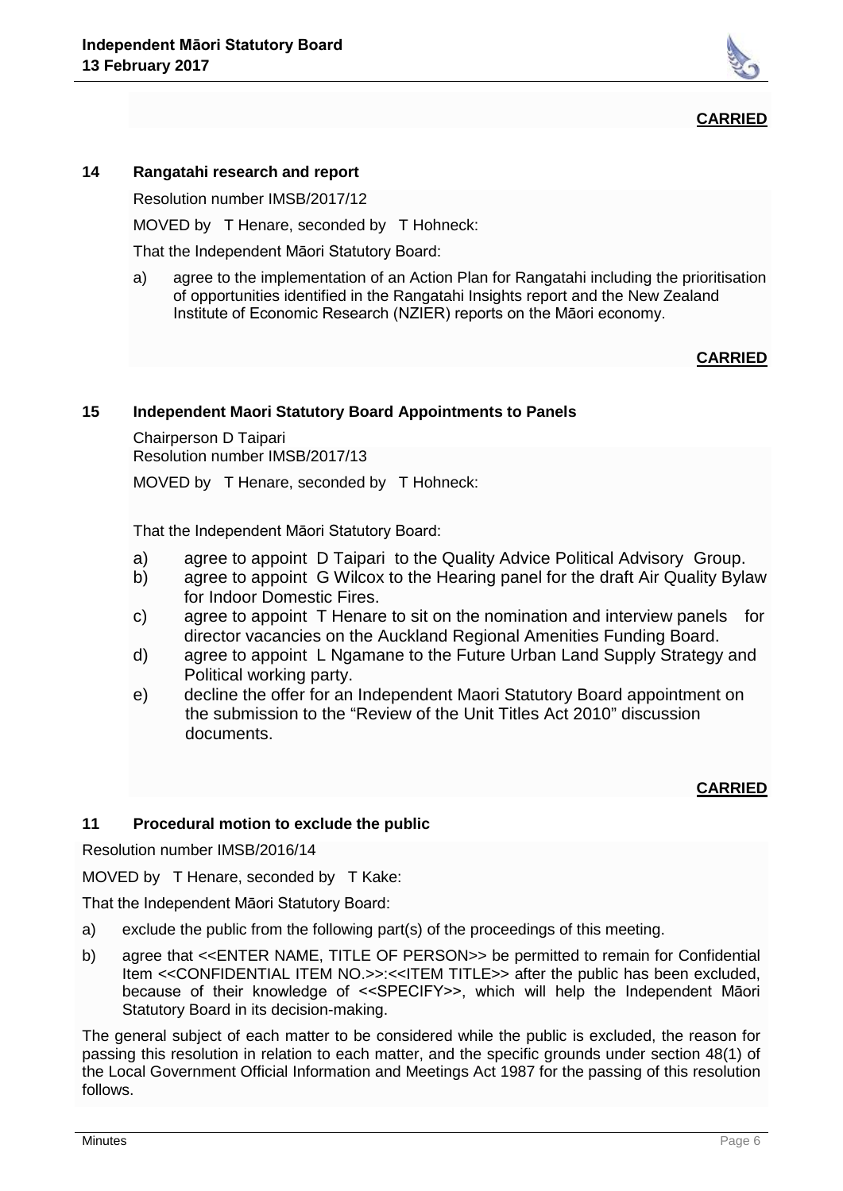**CARRIED**

## 14 Rangatahi research and report

Resolution number IMSB/2017/12

MOVED by T Henare, seconded by T Hohneck:

That the Independent Māori Statutory Board:

a) agree to the implementation of an Action Plan for Rangatahi including the prioritisation of opportunities identified in the Rangatahi Insights report and the New Zealand Institute of Economic Research (NZIER) reports on the Māori economy.

**CARRIED**

## 15 Independent Maori Statutory Board Appointments to Panels

Chairperson D Taipari
Resolution number IMSB/2017/13

MOVED by T Henare, seconded by T Hohneck:

That the Independent Māori Statutory Board:

a) agree to appoint D Taipari to the Quality Advice Political Advisory Group.
b) agree to appoint G Wilcox to the Hearing panel for the draft Air Quality Bylaw for Indoor Domestic Fires.
c) agree to appoint T Henare to sit on the nomination and interview panels for director vacancies on the Auckland Regional Amenities Funding Board.
d) agree to appoint L Ngamane to the Future Urban Land Supply Strategy and Political working party.
e) decline the offer for an Independent Maori Statutory Board appointment on the submission to the "Review of the Unit Titles Act 2010" discussion documents.

**CARRIED**

## 11 Procedural motion to exclude the public

Resolution number IMSB/2016/14

MOVED by T Henare, seconded by T Kake:

That the Independent Māori Statutory Board:

a) exclude the public from the following part(s) of the proceedings of this meeting.
b) agree that <<ENTER NAME, TITLE OF PERSON>> be permitted to remain for Confidential Item <<CONFIDENTIAL ITEM NO.>>:<<ITEM TITLE>> after the public has been excluded, because of their knowledge of <<SPECIFY>>, which will help the Independent Māori Statutory Board in its decision-making.

The general subject of each matter to be considered while the public is excluded, the reason for passing this resolution in relation to each matter, and the specific grounds under section 48(1) of the Local Government Official Information and Meetings Act 1987 for the passing of this resolution follows.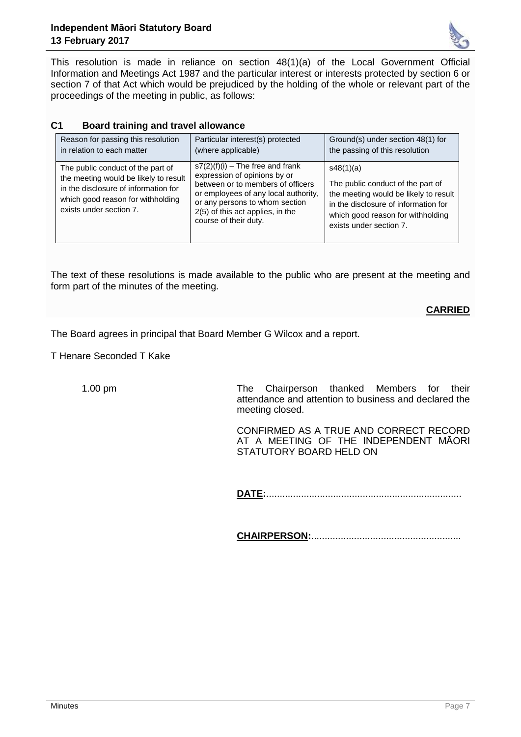This resolution is made in reliance on section 48(1)(a) of the Local Government Official Information and Meetings Act 1987 and the particular interest or interests protected by section 6 or section 7 of that Act which would be prejudiced by the holding of the whole or relevant part of the proceedings of the meeting in public, as follows:

### C1 Board training and travel allowance

| Reason for passing this resolution in relation to each matter | Particular interest(s) protected (where applicable) | Ground(s) under section 48(1) for the passing of this resolution |
|---|---|---|
| The public conduct of the part of the meeting would be likely to result in the disclosure of information for which good reason for withholding exists under section 7. | s7(2)(f)(i) – The free and frank expression of opinions by or between or to members of officers or employees of any local authority, or any persons to whom section 2(5) of this act applies, in the course of their duty. | s48(1)(a)<br>The public conduct of the part of the meeting would be likely to result in the disclosure of information for which good reason for withholding exists under section 7. |

The text of these resolutions is made available to the public who are present at the meeting and form part of the minutes of the meeting.

**CARRIED**

The Board agrees in principal that Board Member G Wilcox and a report.

T Henare Seconded T Kake

1.00 pm The Chairperson thanked Members for their attendance and attention to business and declared the meeting closed.

CONFIRMED AS A TRUE AND CORRECT RECORD AT A MEETING OF THE INDEPENDENT MĀORI STATUTORY BOARD HELD ON

**DATE:**.........................................................................

**CHAIRPERSON:**........................................................